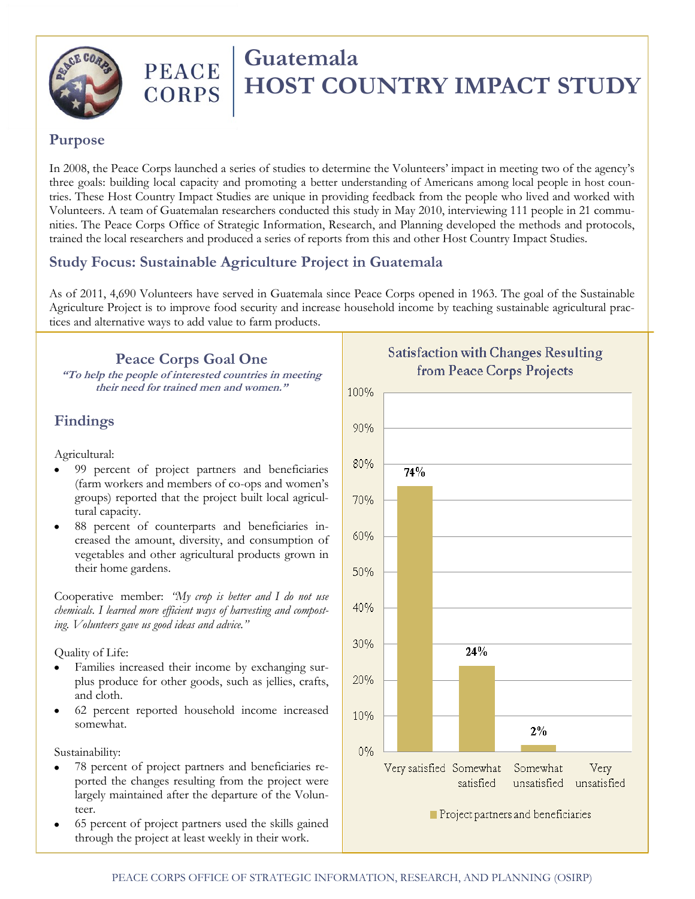# Guatemala HOST COUNTRY IMPACT STUDY

PEACE CORPS

## Purpose

In 2008, the Peace Corps launched a series of studies to determine the Volunteers' impact in meeting two of the agency's three goals: building local capacity and promoting a better understanding of Americans among local people in host countries. These Host Country Impact Studies are unique in providing feedback from the people who lived and worked with Volunteers. A team of Guatemalan researchers conducted this study in May 2010, interviewing 111 people in 21 communities. The Peace Corps Office of Strategic Information, Research, and Planning developed the methods and protocols, trained the local researchers and produced a series of reports from this and other Host Country Impact Studies.

## Study Focus: Sustainable Agriculture Project in Guatemala

As of 2011, 4,690 Volunteers have served in Guatemala since Peace Corps opened in 1963. The goal of the Sustainable Agriculture Project is to improve food security and increase household income by teaching sustainable agricultural practices and alternative ways to add value to farm products.

### Peace Corps Goal One

***"To help the people of interested countries in meeting their need for trained men and women."***

## Findings

Agricultural:

- 99 percent of project partners and beneficiaries (farm workers and members of co-ops and women's groups) reported that the project built local agricultural capacity.
- 88 percent of counterparts and beneficiaries increased the amount, diversity, and consumption of vegetables and other agricultural products grown in their home gardens.

Cooperative member: *"My crop is better and I do not use chemicals. I learned more efficient ways of harvesting and composting. Volunteers gave us good ideas and advice."*

Quality of Life:

- Families increased their income by exchanging surplus produce for other goods, such as jellies, crafts, and cloth.
- 62 percent reported household income increased somewhat.

Sustainability:

- 78 percent of project partners and beneficiaries reported the changes resulting from the project were largely maintained after the departure of the Volunteer.
- 65 percent of project partners used the skills gained through the project at least weekly in their work.

**Satisfaction with Changes Resulting from Peace Corps Projects**

| | Project partners and beneficiaries |
|---|---|
| Very satisfied | 74% |
| Somewhat satisfied | 24% |
| Somewhat unsatisfied | 2% |
| Very unsatisfied | |

PEACE CORPS OFFICE OF STRATEGIC INFORMATION, RESEARCH, AND PLANNING (OSIRP)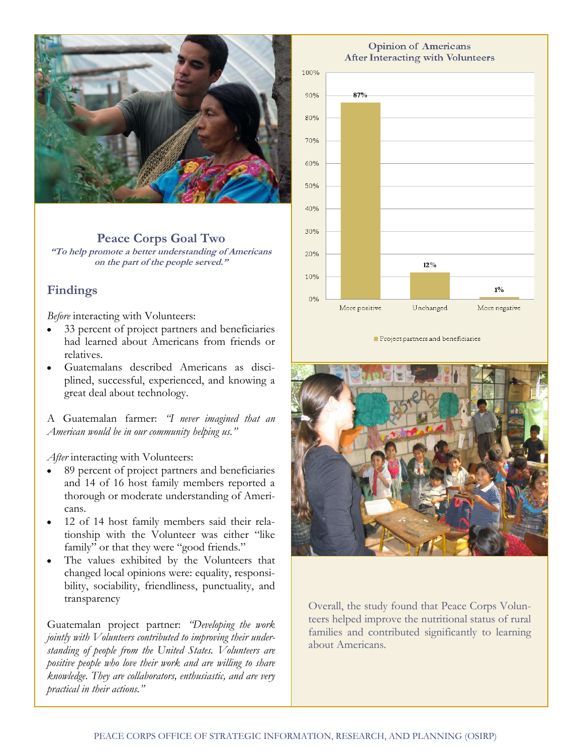## Peace Corps Goal Two

***"To help promote a better understanding of Americans on the part of the people served."***

## Findings

*Before* interacting with Volunteers:

- 33 percent of project partners and beneficiaries had learned about Americans from friends or relatives.
- Guatemalans described Americans as disciplined, successful, experienced, and knowing a great deal about technology.

A Guatemalan farmer: *"I never imagined that an American would be in our community helping us."*

*After* interacting with Volunteers:

- 89 percent of project partners and beneficiaries and 14 of 16 host family members reported a thorough or moderate understanding of Americans.
- 12 of 14 host family members said their relationship with the Volunteer was either "like family" or that they were "good friends."
- The values exhibited by the Volunteers that changed local opinions were: equality, responsibility, sociability, friendliness, punctuality, and transparency

Guatemalan project partner: *"Developing the work jointly with Volunteers contributed to improving their understanding of people from the United States. Volunteers are positive people who love their work and are willing to share knowledge. They are collaborators, enthusiastic, and are very practical in their actions."*

Opinion of Americans After Interacting with Volunteers

100%
90%
80%
70%
60%
50%
40%
30%
20%
10%
0%

87%
12%
1%

More positive
Unchanged
More negative

Project partners and beneficiaries

Overall, the study found that Peace Corps Volunteers helped improve the nutritional status of rural families and contributed significantly to learning about Americans.

PEACE CORPS OFFICE OF STRATEGIC INFORMATION, RESEARCH, AND PLANNING (OSIRP)